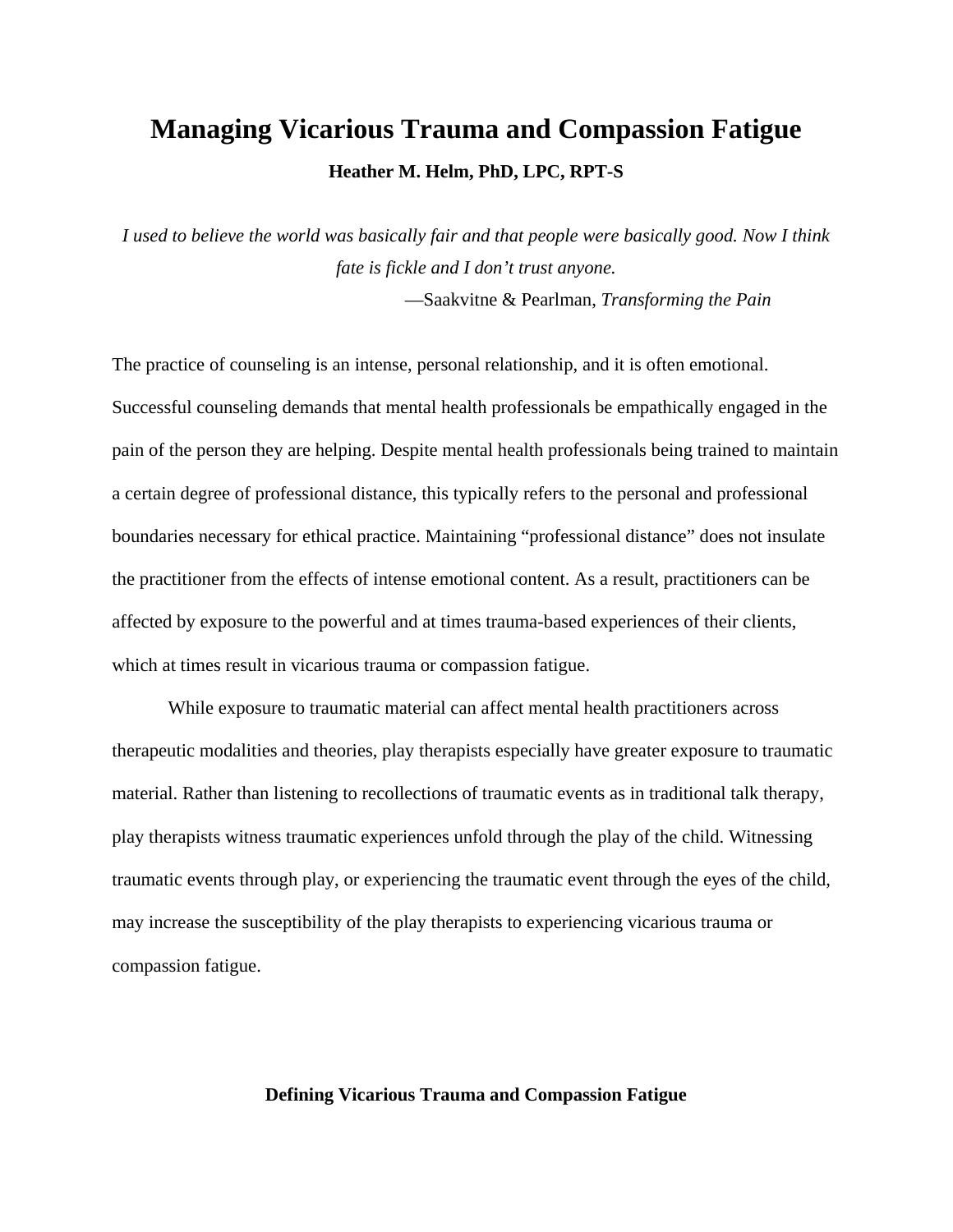# Managing Vicarious Trauma and Compassion Fatigue

**Heather M. Helm, PhD, LPC, RPT-S**

*I used to believe the world was basically fair and that people were basically good. Now I think fate is fickle and I don't trust anyone.*

—Saakvitne & Pearlman, *Transforming the Pain*

The practice of counseling is an intense, personal relationship, and it is often emotional. Successful counseling demands that mental health professionals be empathically engaged in the pain of the person they are helping. Despite mental health professionals being trained to maintain a certain degree of professional distance, this typically refers to the personal and professional boundaries necessary for ethical practice. Maintaining "professional distance" does not insulate the practitioner from the effects of intense emotional content. As a result, practitioners can be affected by exposure to the powerful and at times trauma-based experiences of their clients, which at times result in vicarious trauma or compassion fatigue.

While exposure to traumatic material can affect mental health practitioners across therapeutic modalities and theories, play therapists especially have greater exposure to traumatic material. Rather than listening to recollections of traumatic events as in traditional talk therapy, play therapists witness traumatic experiences unfold through the play of the child. Witnessing traumatic events through play, or experiencing the traumatic event through the eyes of the child, may increase the susceptibility of the play therapists to experiencing vicarious trauma or compassion fatigue.

## Defining Vicarious Trauma and Compassion Fatigue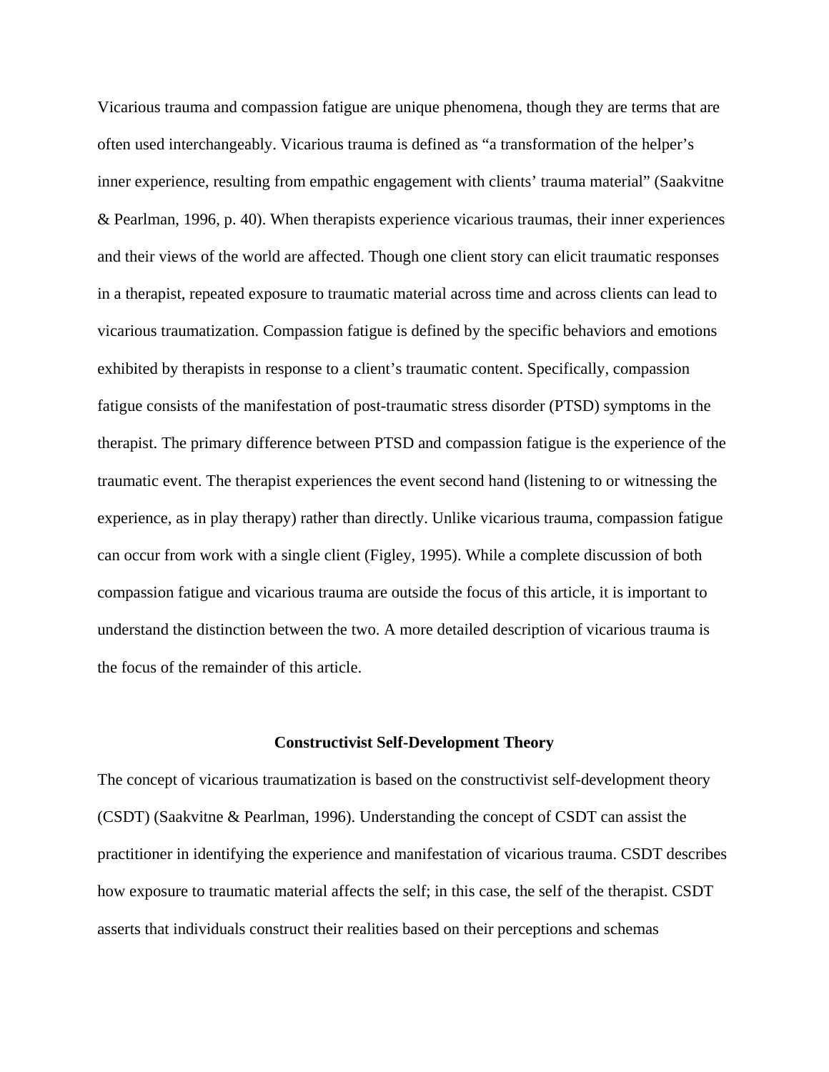Vicarious trauma and compassion fatigue are unique phenomena, though they are terms that are often used interchangeably. Vicarious trauma is defined as "a transformation of the helper's inner experience, resulting from empathic engagement with clients' trauma material" (Saakvitne & Pearlman, 1996, p. 40). When therapists experience vicarious traumas, their inner experiences and their views of the world are affected. Though one client story can elicit traumatic responses in a therapist, repeated exposure to traumatic material across time and across clients can lead to vicarious traumatization. Compassion fatigue is defined by the specific behaviors and emotions exhibited by therapists in response to a client's traumatic content. Specifically, compassion fatigue consists of the manifestation of post-traumatic stress disorder (PTSD) symptoms in the therapist. The primary difference between PTSD and compassion fatigue is the experience of the traumatic event. The therapist experiences the event second hand (listening to or witnessing the experience, as in play therapy) rather than directly. Unlike vicarious trauma, compassion fatigue can occur from work with a single client (Figley, 1995). While a complete discussion of both compassion fatigue and vicarious trauma are outside the focus of this article, it is important to understand the distinction between the two. A more detailed description of vicarious trauma is the focus of the remainder of this article.

## Constructivist Self-Development Theory

The concept of vicarious traumatization is based on the constructivist self-development theory (CSDT) (Saakvitne & Pearlman, 1996). Understanding the concept of CSDT can assist the practitioner in identifying the experience and manifestation of vicarious trauma. CSDT describes how exposure to traumatic material affects the self; in this case, the self of the therapist. CSDT asserts that individuals construct their realities based on their perceptions and schemas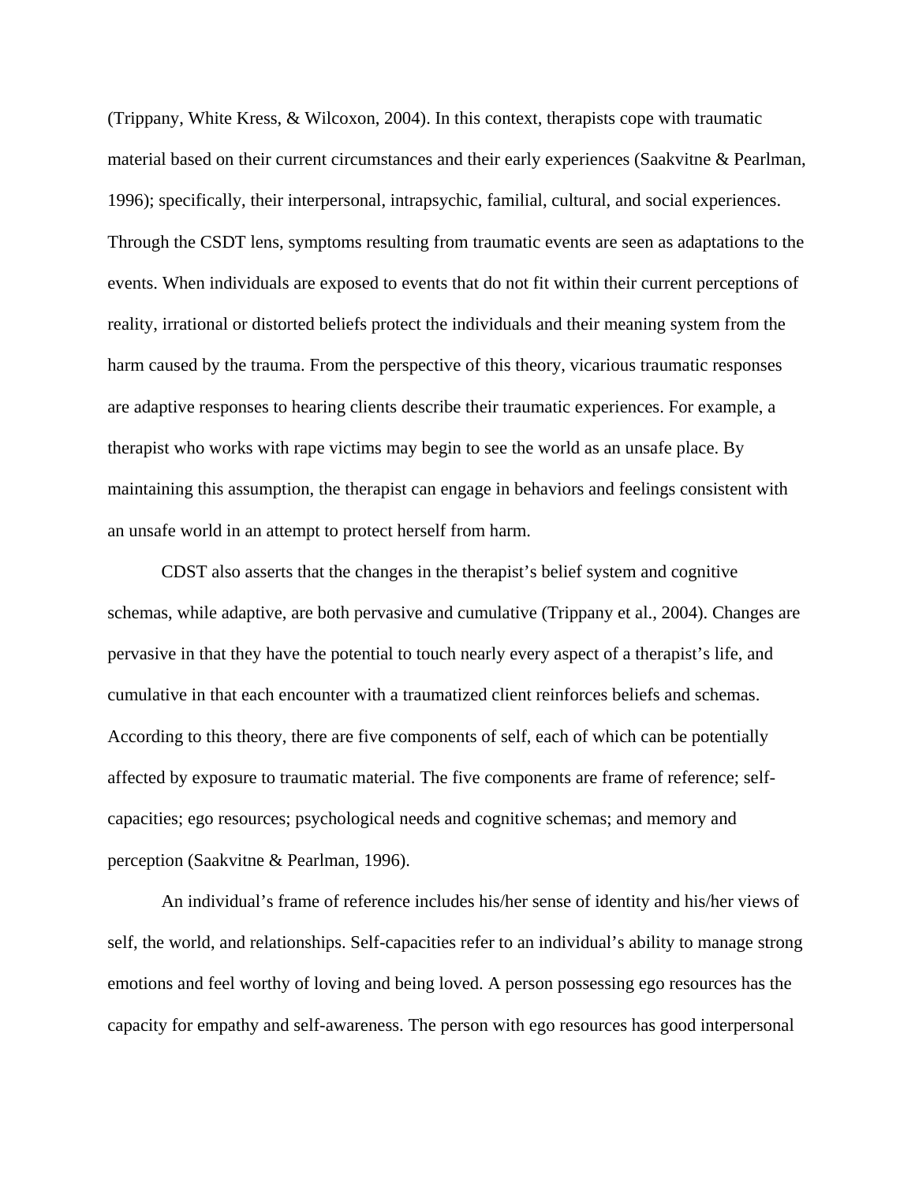(Trippany, White Kress, & Wilcoxon, 2004). In this context, therapists cope with traumatic material based on their current circumstances and their early experiences (Saakvitne & Pearlman, 1996); specifically, their interpersonal, intrapsychic, familial, cultural, and social experiences. Through the CSDT lens, symptoms resulting from traumatic events are seen as adaptations to the events. When individuals are exposed to events that do not fit within their current perceptions of reality, irrational or distorted beliefs protect the individuals and their meaning system from the harm caused by the trauma. From the perspective of this theory, vicarious traumatic responses are adaptive responses to hearing clients describe their traumatic experiences. For example, a therapist who works with rape victims may begin to see the world as an unsafe place. By maintaining this assumption, the therapist can engage in behaviors and feelings consistent with an unsafe world in an attempt to protect herself from harm.

CDST also asserts that the changes in the therapist's belief system and cognitive schemas, while adaptive, are both pervasive and cumulative (Trippany et al., 2004). Changes are pervasive in that they have the potential to touch nearly every aspect of a therapist's life, and cumulative in that each encounter with a traumatized client reinforces beliefs and schemas. According to this theory, there are five components of self, each of which can be potentially affected by exposure to traumatic material. The five components are frame of reference; self-capacities; ego resources; psychological needs and cognitive schemas; and memory and perception (Saakvitne & Pearlman, 1996).

An individual's frame of reference includes his/her sense of identity and his/her views of self, the world, and relationships. Self-capacities refer to an individual's ability to manage strong emotions and feel worthy of loving and being loved. A person possessing ego resources has the capacity for empathy and self-awareness. The person with ego resources has good interpersonal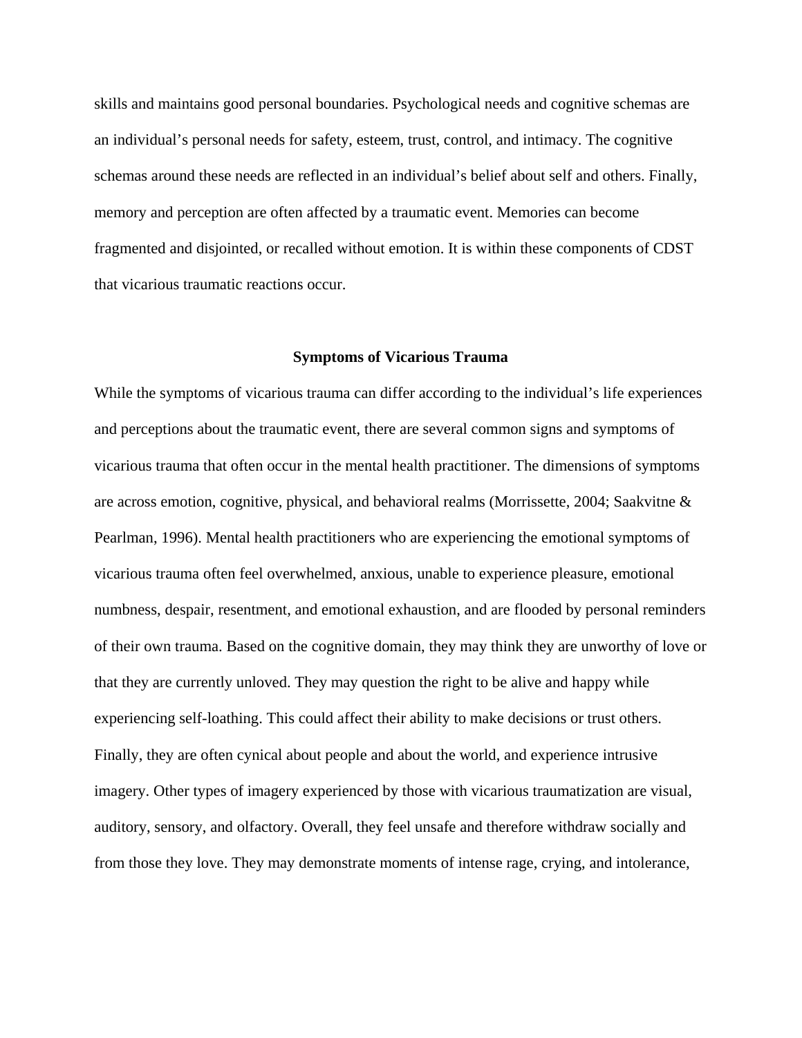skills and maintains good personal boundaries. Psychological needs and cognitive schemas are an individual's personal needs for safety, esteem, trust, control, and intimacy. The cognitive schemas around these needs are reflected in an individual's belief about self and others. Finally, memory and perception are often affected by a traumatic event. Memories can become fragmented and disjointed, or recalled without emotion. It is within these components of CDST that vicarious traumatic reactions occur.

## Symptoms of Vicarious Trauma

While the symptoms of vicarious trauma can differ according to the individual's life experiences and perceptions about the traumatic event, there are several common signs and symptoms of vicarious trauma that often occur in the mental health practitioner. The dimensions of symptoms are across emotion, cognitive, physical, and behavioral realms (Morrissette, 2004; Saakvitne & Pearlman, 1996). Mental health practitioners who are experiencing the emotional symptoms of vicarious trauma often feel overwhelmed, anxious, unable to experience pleasure, emotional numbness, despair, resentment, and emotional exhaustion, and are flooded by personal reminders of their own trauma. Based on the cognitive domain, they may think they are unworthy of love or that they are currently unloved. They may question the right to be alive and happy while experiencing self-loathing. This could affect their ability to make decisions or trust others. Finally, they are often cynical about people and about the world, and experience intrusive imagery. Other types of imagery experienced by those with vicarious traumatization are visual, auditory, sensory, and olfactory. Overall, they feel unsafe and therefore withdraw socially and from those they love. They may demonstrate moments of intense rage, crying, and intolerance,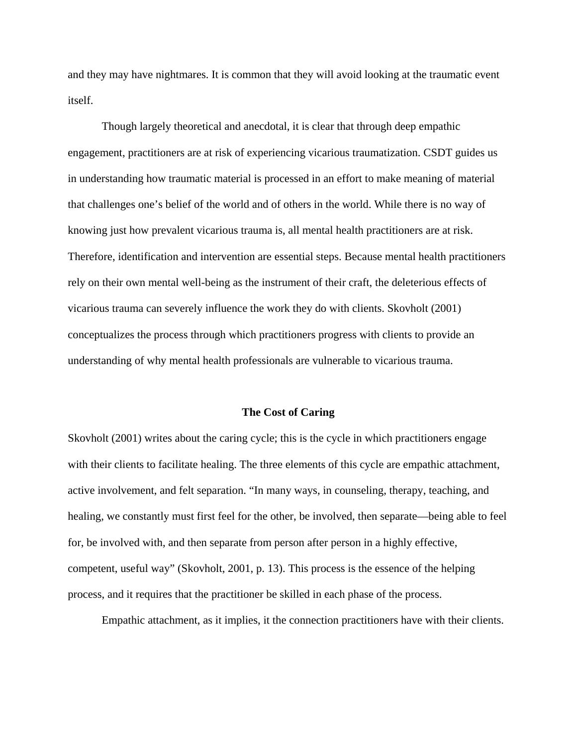and they may have nightmares. It is common that they will avoid looking at the traumatic event itself.

Though largely theoretical and anecdotal, it is clear that through deep empathic engagement, practitioners are at risk of experiencing vicarious traumatization. CSDT guides us in understanding how traumatic material is processed in an effort to make meaning of material that challenges one's belief of the world and of others in the world. While there is no way of knowing just how prevalent vicarious trauma is, all mental health practitioners are at risk. Therefore, identification and intervention are essential steps. Because mental health practitioners rely on their own mental well-being as the instrument of their craft, the deleterious effects of vicarious trauma can severely influence the work they do with clients. Skovholt (2001) conceptualizes the process through which practitioners progress with clients to provide an understanding of why mental health professionals are vulnerable to vicarious trauma.

## The Cost of Caring

Skovholt (2001) writes about the caring cycle; this is the cycle in which practitioners engage with their clients to facilitate healing. The three elements of this cycle are empathic attachment, active involvement, and felt separation. "In many ways, in counseling, therapy, teaching, and healing, we constantly must first feel for the other, be involved, then separate—being able to feel for, be involved with, and then separate from person after person in a highly effective, competent, useful way" (Skovholt, 2001, p. 13). This process is the essence of the helping process, and it requires that the practitioner be skilled in each phase of the process.

Empathic attachment, as it implies, it the connection practitioners have with their clients.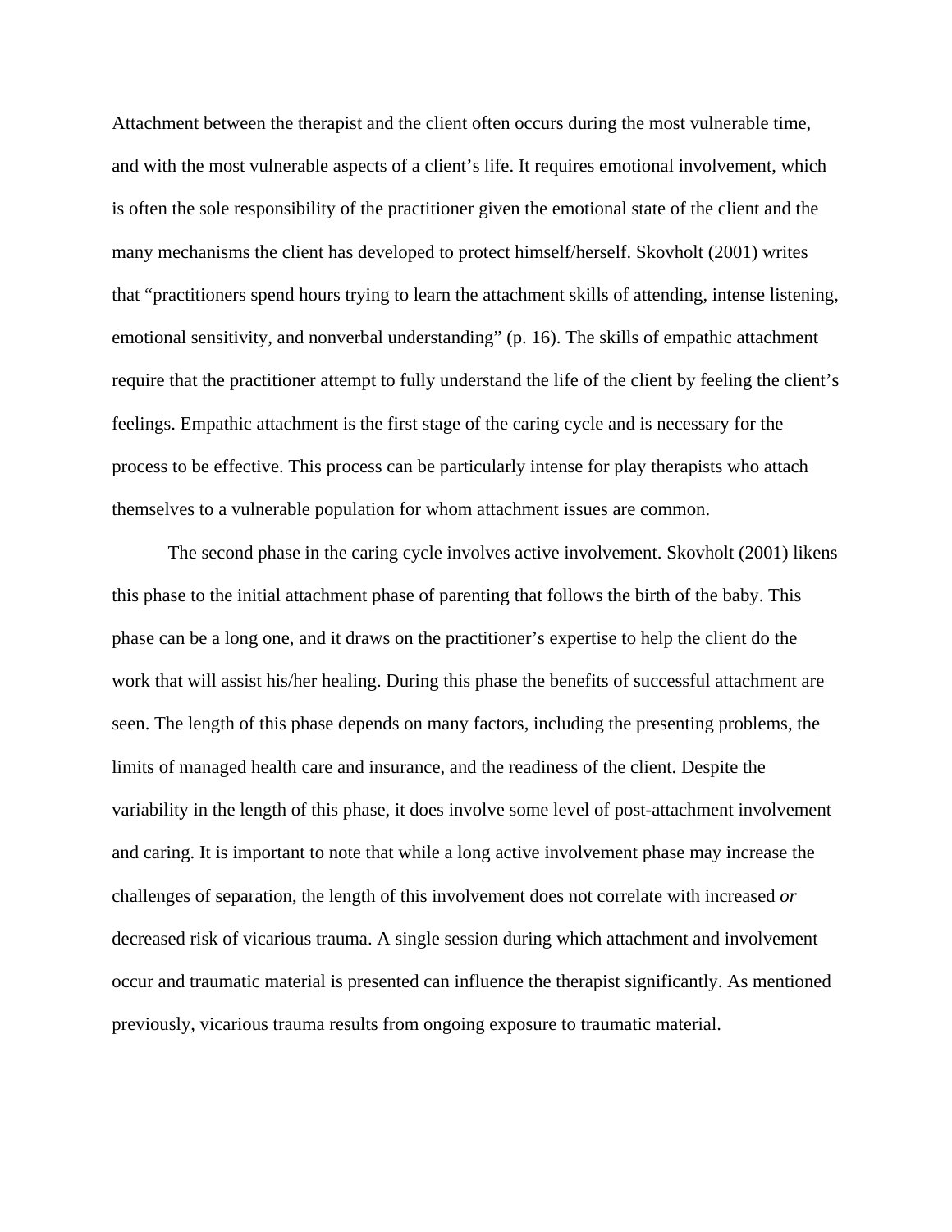Attachment between the therapist and the client often occurs during the most vulnerable time, and with the most vulnerable aspects of a client's life. It requires emotional involvement, which is often the sole responsibility of the practitioner given the emotional state of the client and the many mechanisms the client has developed to protect himself/herself. Skovholt (2001) writes that "practitioners spend hours trying to learn the attachment skills of attending, intense listening, emotional sensitivity, and nonverbal understanding" (p. 16). The skills of empathic attachment require that the practitioner attempt to fully understand the life of the client by feeling the client's feelings. Empathic attachment is the first stage of the caring cycle and is necessary for the process to be effective. This process can be particularly intense for play therapists who attach themselves to a vulnerable population for whom attachment issues are common.

The second phase in the caring cycle involves active involvement. Skovholt (2001) likens this phase to the initial attachment phase of parenting that follows the birth of the baby. This phase can be a long one, and it draws on the practitioner's expertise to help the client do the work that will assist his/her healing. During this phase the benefits of successful attachment are seen. The length of this phase depends on many factors, including the presenting problems, the limits of managed health care and insurance, and the readiness of the client. Despite the variability in the length of this phase, it does involve some level of post-attachment involvement and caring. It is important to note that while a long active involvement phase may increase the challenges of separation, the length of this involvement does not correlate with increased *or* decreased risk of vicarious trauma. A single session during which attachment and involvement occur and traumatic material is presented can influence the therapist significantly. As mentioned previously, vicarious trauma results from ongoing exposure to traumatic material.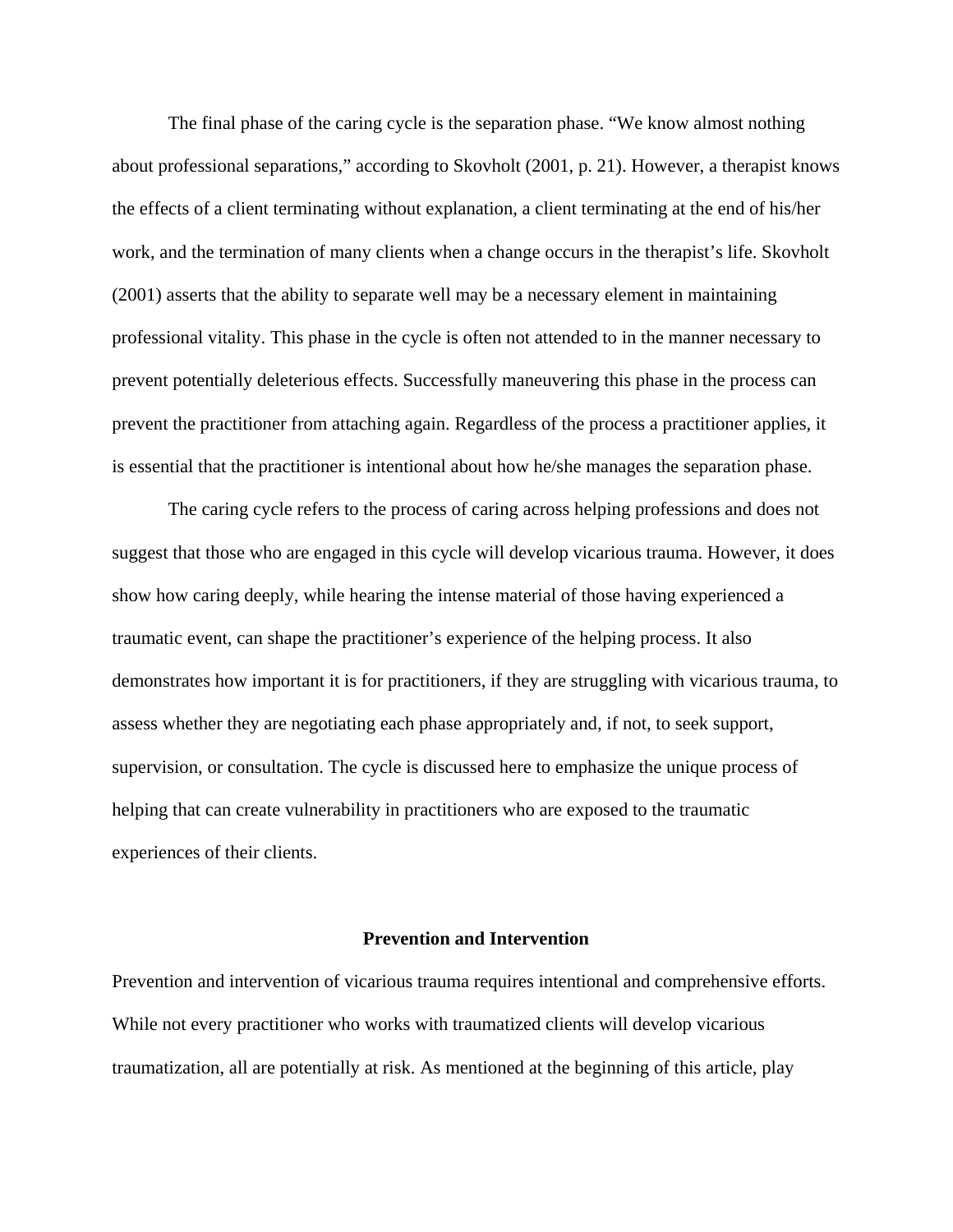The final phase of the caring cycle is the separation phase. "We know almost nothing about professional separations," according to Skovholt (2001, p. 21). However, a therapist knows the effects of a client terminating without explanation, a client terminating at the end of his/her work, and the termination of many clients when a change occurs in the therapist's life. Skovholt (2001) asserts that the ability to separate well may be a necessary element in maintaining professional vitality. This phase in the cycle is often not attended to in the manner necessary to prevent potentially deleterious effects. Successfully maneuvering this phase in the process can prevent the practitioner from attaching again. Regardless of the process a practitioner applies, it is essential that the practitioner is intentional about how he/she manages the separation phase.

The caring cycle refers to the process of caring across helping professions and does not suggest that those who are engaged in this cycle will develop vicarious trauma. However, it does show how caring deeply, while hearing the intense material of those having experienced a traumatic event, can shape the practitioner's experience of the helping process. It also demonstrates how important it is for practitioners, if they are struggling with vicarious trauma, to assess whether they are negotiating each phase appropriately and, if not, to seek support, supervision, or consultation. The cycle is discussed here to emphasize the unique process of helping that can create vulnerability in practitioners who are exposed to the traumatic experiences of their clients.

## Prevention and Intervention

Prevention and intervention of vicarious trauma requires intentional and comprehensive efforts. While not every practitioner who works with traumatized clients will develop vicarious traumatization, all are potentially at risk. As mentioned at the beginning of this article, play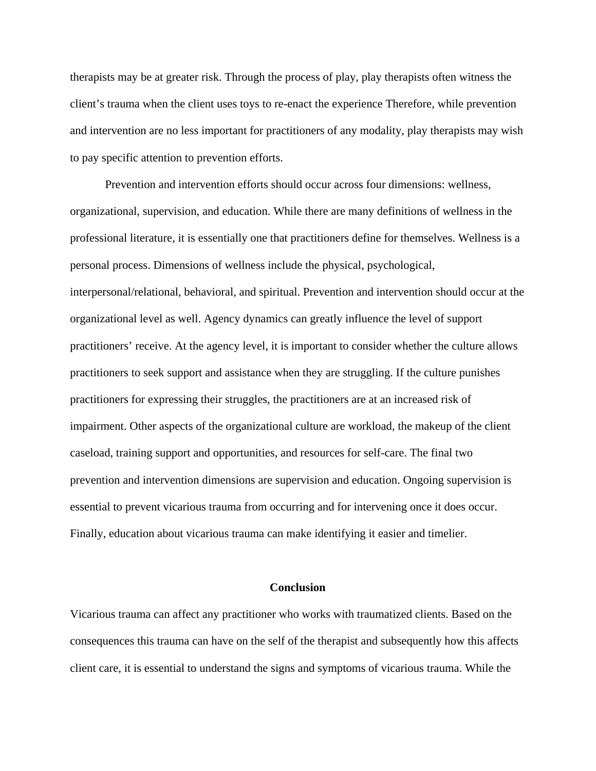therapists may be at greater risk. Through the process of play, play therapists often witness the client's trauma when the client uses toys to re-enact the experience Therefore, while prevention and intervention are no less important for practitioners of any modality, play therapists may wish to pay specific attention to prevention efforts.

Prevention and intervention efforts should occur across four dimensions: wellness, organizational, supervision, and education. While there are many definitions of wellness in the professional literature, it is essentially one that practitioners define for themselves. Wellness is a personal process. Dimensions of wellness include the physical, psychological, interpersonal/relational, behavioral, and spiritual. Prevention and intervention should occur at the organizational level as well. Agency dynamics can greatly influence the level of support practitioners' receive. At the agency level, it is important to consider whether the culture allows practitioners to seek support and assistance when they are struggling. If the culture punishes practitioners for expressing their struggles, the practitioners are at an increased risk of impairment. Other aspects of the organizational culture are workload, the makeup of the client caseload, training support and opportunities, and resources for self-care. The final two prevention and intervention dimensions are supervision and education. Ongoing supervision is essential to prevent vicarious trauma from occurring and for intervening once it does occur. Finally, education about vicarious trauma can make identifying it easier and timelier.

## Conclusion

Vicarious trauma can affect any practitioner who works with traumatized clients. Based on the consequences this trauma can have on the self of the therapist and subsequently how this affects client care, it is essential to understand the signs and symptoms of vicarious trauma. While the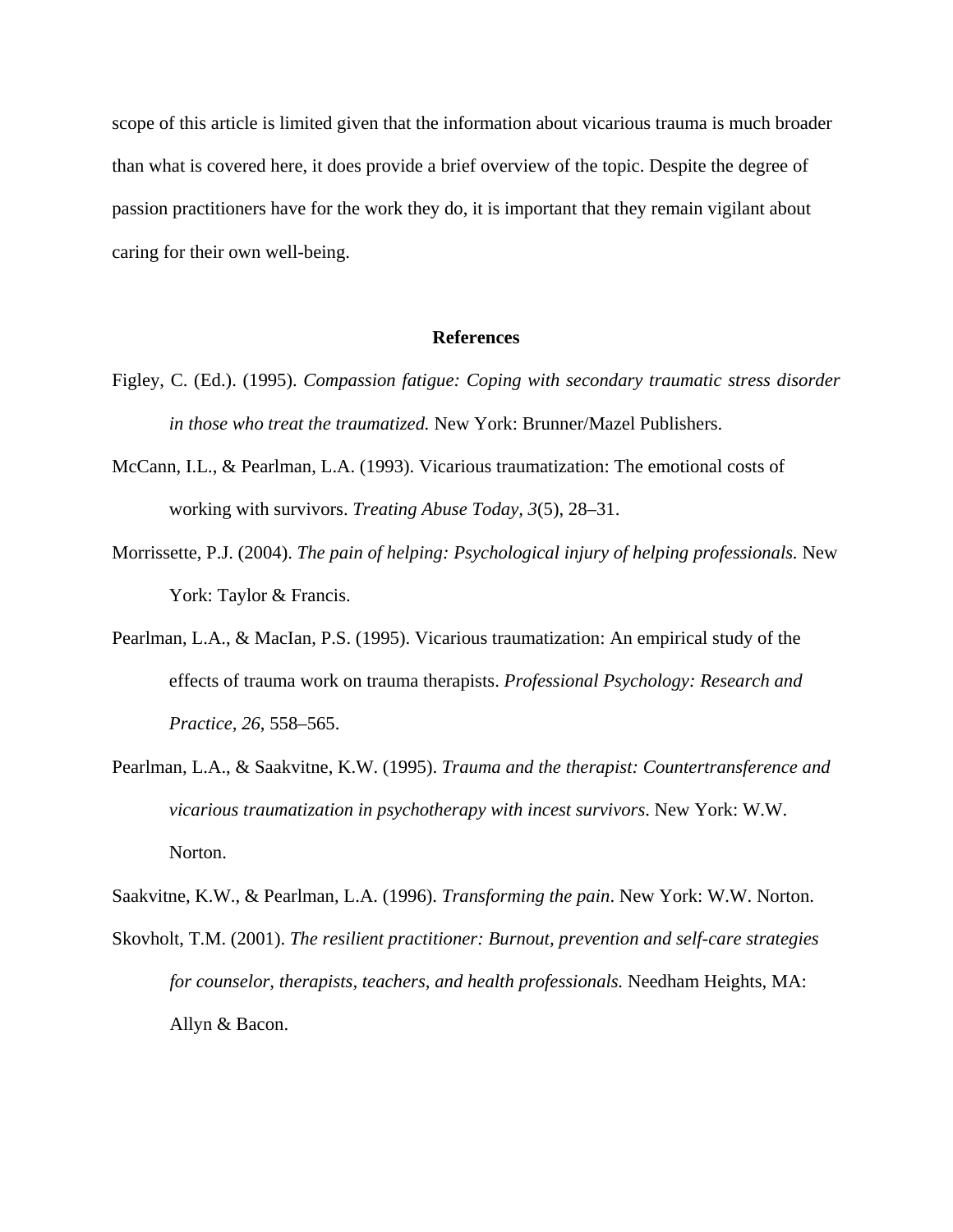scope of this article is limited given that the information about vicarious trauma is much broader than what is covered here, it does provide a brief overview of the topic. Despite the degree of passion practitioners have for the work they do, it is important that they remain vigilant about caring for their own well-being.

## References

Figley, C. (Ed.). (1995). *Compassion fatigue: Coping with secondary traumatic stress disorder in those who treat the traumatized.* New York: Brunner/Mazel Publishers.

McCann, I.L., & Pearlman, L.A. (1993). Vicarious traumatization: The emotional costs of working with survivors. *Treating Abuse Today*, *3*(5), 28–31.

Morrissette, P.J. (2004). *The pain of helping: Psychological injury of helping professionals.* New York: Taylor & Francis.

Pearlman, L.A., & MacIan, P.S. (1995). Vicarious traumatization: An empirical study of the effects of trauma work on trauma therapists. *Professional Psychology: Research and Practice*, *26*, 558–565.

Pearlman, L.A., & Saakvitne, K.W. (1995). *Trauma and the therapist: Countertransference and vicarious traumatization in psychotherapy with incest survivors*. New York: W.W. Norton.

Saakvitne, K.W., & Pearlman, L.A. (1996). *Transforming the pain*. New York: W.W. Norton.

Skovholt, T.M. (2001). *The resilient practitioner: Burnout, prevention and self-care strategies for counselor, therapists, teachers, and health professionals.* Needham Heights, MA: Allyn & Bacon.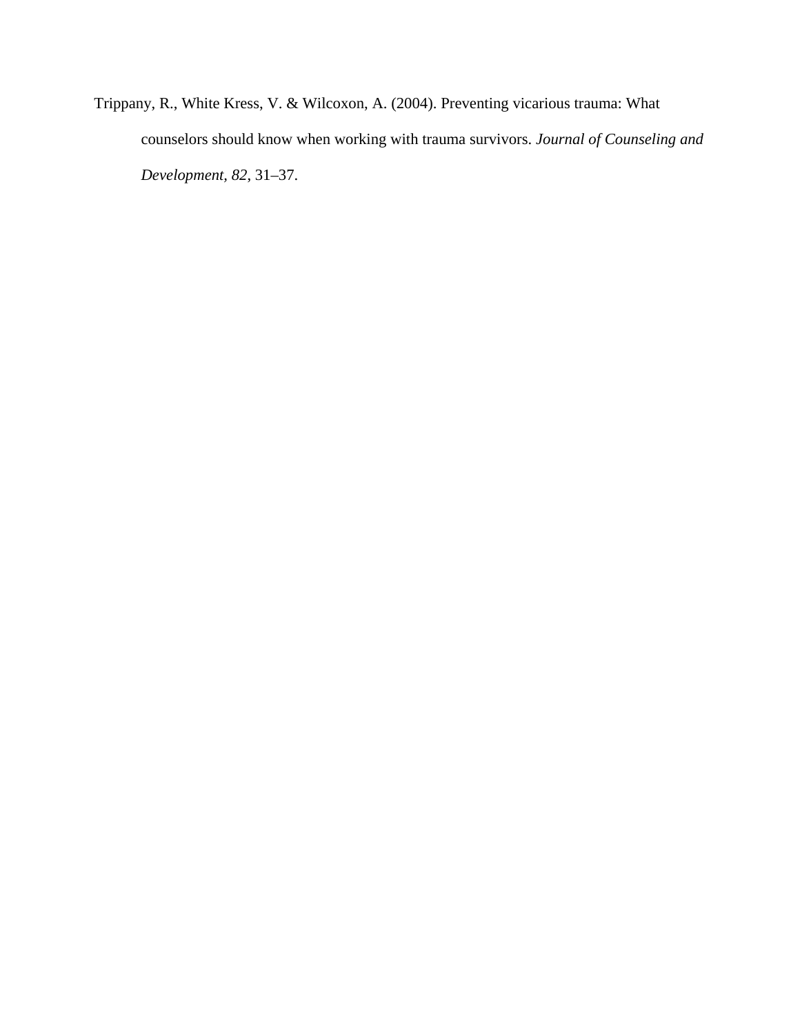Trippany, R., White Kress, V. & Wilcoxon, A. (2004). Preventing vicarious trauma: What counselors should know when working with trauma survivors. *Journal of Counseling and Development, 82*, 31–37.